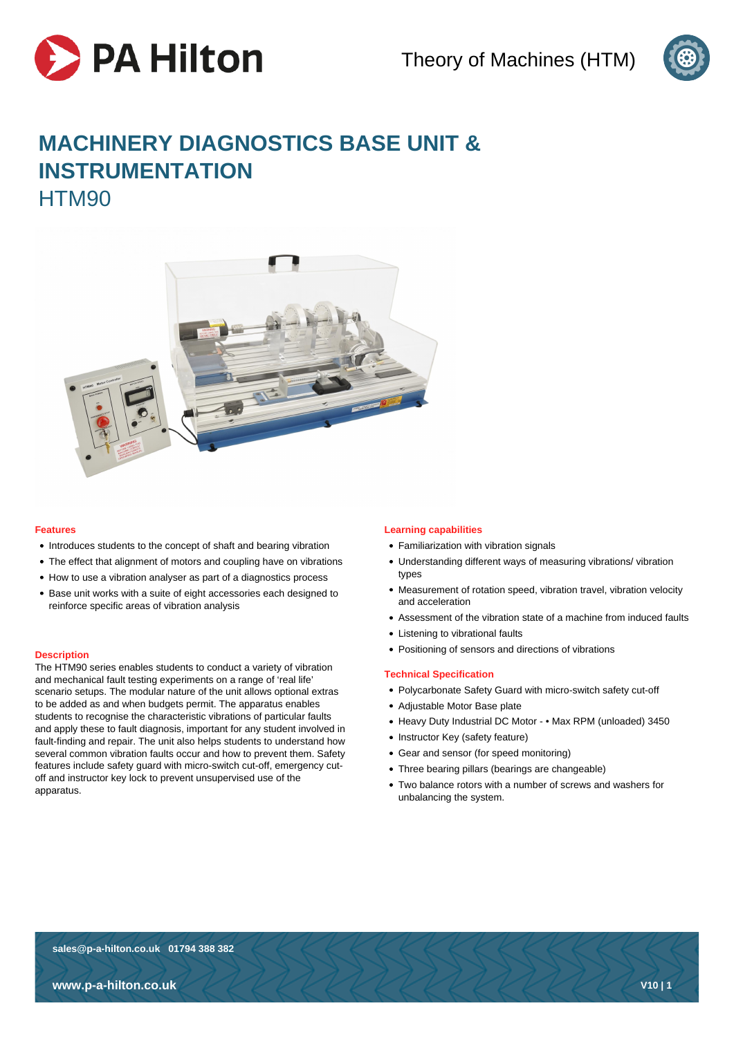# MACHINERY DIAGNOSTICS BASE UNIT & INSTRUMENTATION

## HTM90

### Features

- Introduces students to the concept of shaft and bearing vibration
- The effect that alignment of motors and coupling have on vibrations
- How to use a vibration analyser as part of a diagnostics process
- Base unit works with a suite of eight accessories each designed to reinforce specific areas of vibration analysis

### Description

The HTM90 series enables students to conduct a variety of vibration and mechanical fault testing experiments on a range of 'real life' scenario setups. The modular nature of the unit allows optional extras to be added as and when budgets permit. The apparatus enables students to recognise the characteristic vibrations of particular faults and apply these to fault diagnosis, important for any student involved in fault-finding and repair. The unit also helps students to understand how several common vibration faults occur and how to prevent them. Safety features include safety guard with micro-switch cut-off, emergency cut-off and instructor key lock to prevent unsupervised use of the apparatus.

### Learning capabilities

- Familiarization with vibration signals
- Understanding different ways of measuring vibrations/ vibration types
- Measurement of rotation speed, vibration travel, vibration velocity and acceleration
- Assessment of the vibration state of a machine from induced faults
- Listening to vibrational faults
- Positioning of sensors and directions of vibrations

### Technical Specification

- Polycarbonate Safety Guard with micro-switch safety cut-off
- Adjustable Motor Base plate
- Heavy Duty Industrial DC Motor - • Max RPM (unloaded) 3450
- Instructor Key (safety feature)
- Gear and sensor (for speed monitoring)
- Three bearing pillars (bearings are changeable)
- Two balance rotors with a number of screws and washers for unbalancing the system.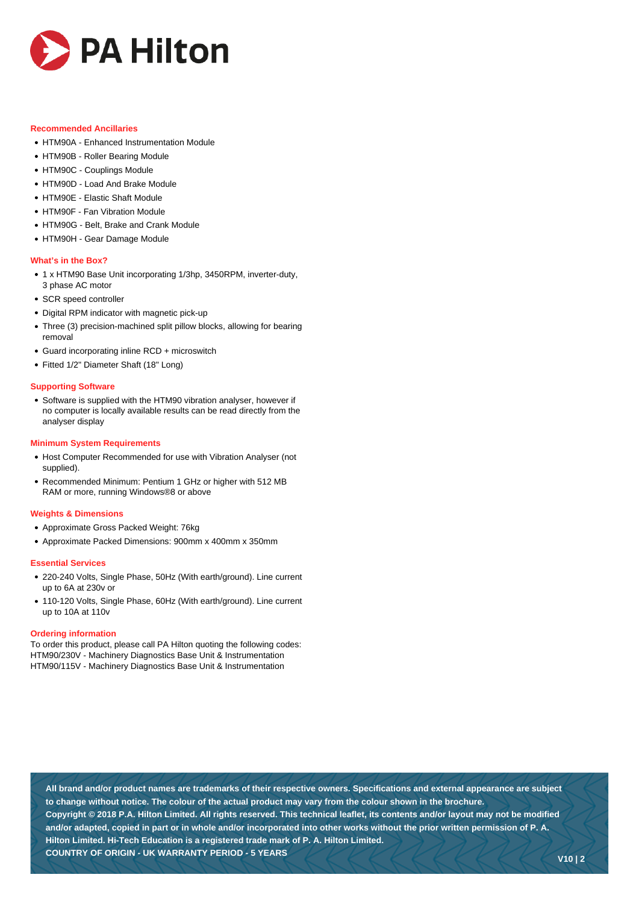### Recommended Ancillaries

- HTM90A - Enhanced Instrumentation Module
- HTM90B - Roller Bearing Module
- HTM90C - Couplings Module
- HTM90D - Load And Brake Module
- HTM90E - Elastic Shaft Module
- HTM90F - Fan Vibration Module
- HTM90G - Belt, Brake and Crank Module
- HTM90H - Gear Damage Module

### What's in the Box?

- 1 x HTM90 Base Unit incorporating 1/3hp, 3450RPM, inverter-duty, 3 phase AC motor
- SCR speed controller
- Digital RPM indicator with magnetic pick-up
- Three (3) precision-machined split pillow blocks, allowing for bearing removal
- Guard incorporating inline RCD + microswitch
- Fitted 1/2" Diameter Shaft (18" Long)

### Supporting Software

- Software is supplied with the HTM90 vibration analyser, however if no computer is locally available results can be read directly from the analyser display

### Minimum System Requirements

- Host Computer Recommended for use with Vibration Analyser (not supplied).
- Recommended Minimum: Pentium 1 GHz or higher with 512 MB RAM or more, running Windows®8 or above

### Weights & Dimensions

- Approximate Gross Packed Weight: 76kg
- Approximate Packed Dimensions: 900mm x 400mm x 350mm

### Essential Services

- 220-240 Volts, Single Phase, 50Hz (With earth/ground). Line current up to 6A at 230v or
- 110-120 Volts, Single Phase, 60Hz (With earth/ground). Line current up to 10A at 110v

### Ordering information

To order this product, please call PA Hilton quoting the following codes:
HTM90/230V - Machinery Diagnostics Base Unit & Instrumentation
HTM90/115V - Machinery Diagnostics Base Unit & Instrumentation

**All brand and/or product names are trademarks of their respective owners. Specifications and external appearance are subject to change without notice. The colour of the actual product may vary from the colour shown in the brochure.**
**Copyright © 2018 P.A. Hilton Limited. All rights reserved. This technical leaflet, its contents and/or layout may not be modified and/or adapted, copied in part or in whole and/or incorporated into other works without the prior written permission of P. A. Hilton Limited. Hi-Tech Education is a registered trade mark of P. A. Hilton Limited.**
**COUNTRY OF ORIGIN - UK WARRANTY PERIOD - 5 YEARS**